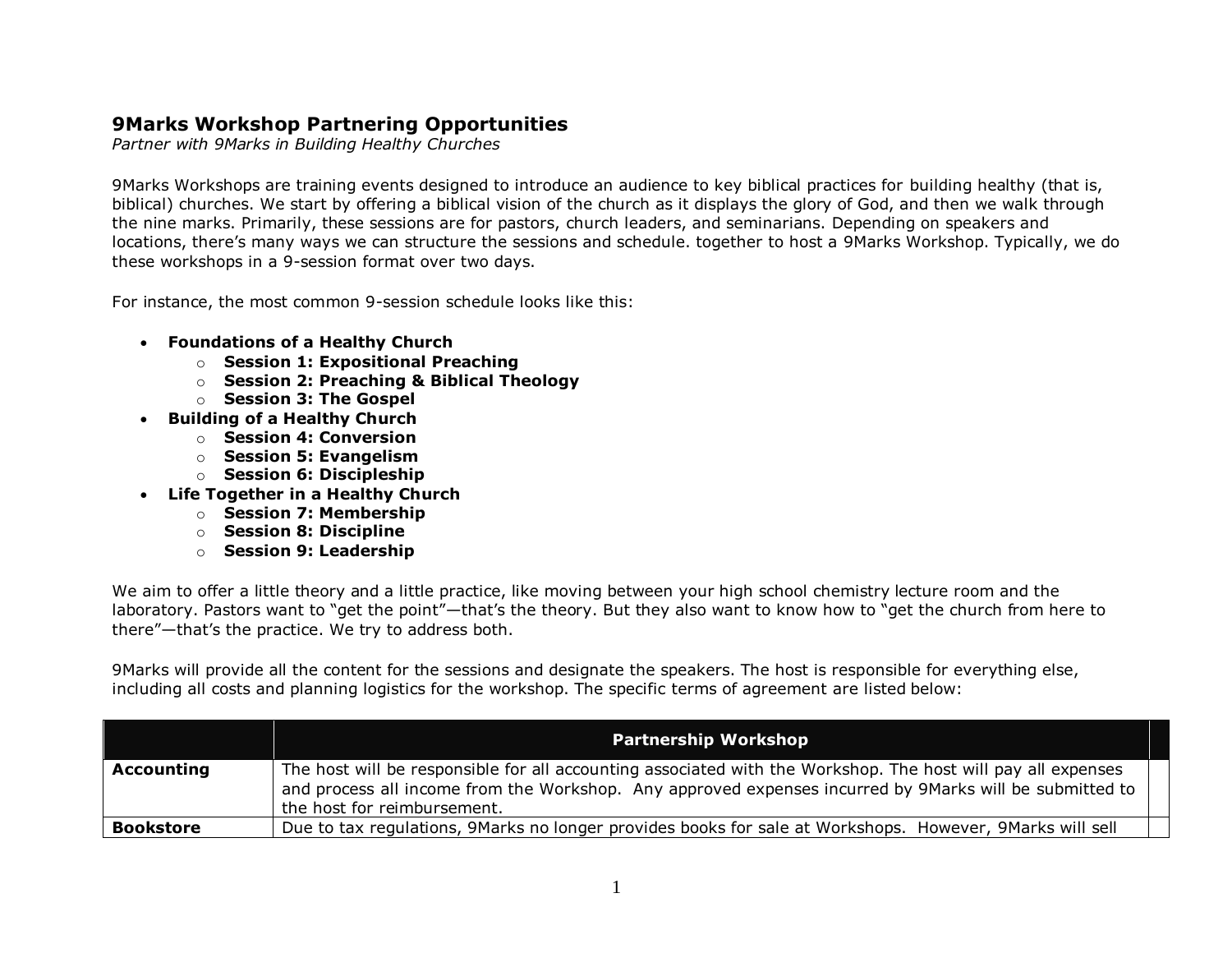## 9Marks Workshop Partnering Opportunities

*Partner with 9Marks in Building Healthy Churches*

9Marks Workshops are training events designed to introduce an audience to key biblical practices for building healthy (that is, biblical) churches. We start by offering a biblical vision of the church as it displays the glory of God, and then we walk through the nine marks. Primarily, these sessions are for pastors, church leaders, and seminarians. Depending on speakers and locations, there's many ways we can structure the sessions and schedule. together to host a 9Marks Workshop. Typically, we do these workshops in a 9-session format over two days.

For instance, the most common 9-session schedule looks like this:

- **Foundations of a Healthy Church**
  - **Session 1: Expositional Preaching**
  - **Session 2: Preaching & Biblical Theology**
  - **Session 3: The Gospel**
- **Building of a Healthy Church**
  - **Session 4: Conversion**
  - **Session 5: Evangelism**
  - **Session 6: Discipleship**
- **Life Together in a Healthy Church**
  - **Session 7: Membership**
  - **Session 8: Discipline**
  - **Session 9: Leadership**

We aim to offer a little theory and a little practice, like moving between your high school chemistry lecture room and the laboratory. Pastors want to "get the point"—that's the theory. But they also want to know how to "get the church from here to there"—that's the practice. We try to address both.

9Marks will provide all the content for the sessions and designate the speakers. The host is responsible for everything else, including all costs and planning logistics for the workshop. The specific terms of agreement are listed below:

| | **Partnership Workshop** |
|---|---|
| **Accounting** | The host will be responsible for all accounting associated with the Workshop. The host will pay all expenses and process all income from the Workshop. Any approved expenses incurred by 9Marks will be submitted to the host for reimbursement. |
| **Bookstore** | Due to tax regulations, 9Marks no longer provides books for sale at Workshops. However, 9Marks will sell |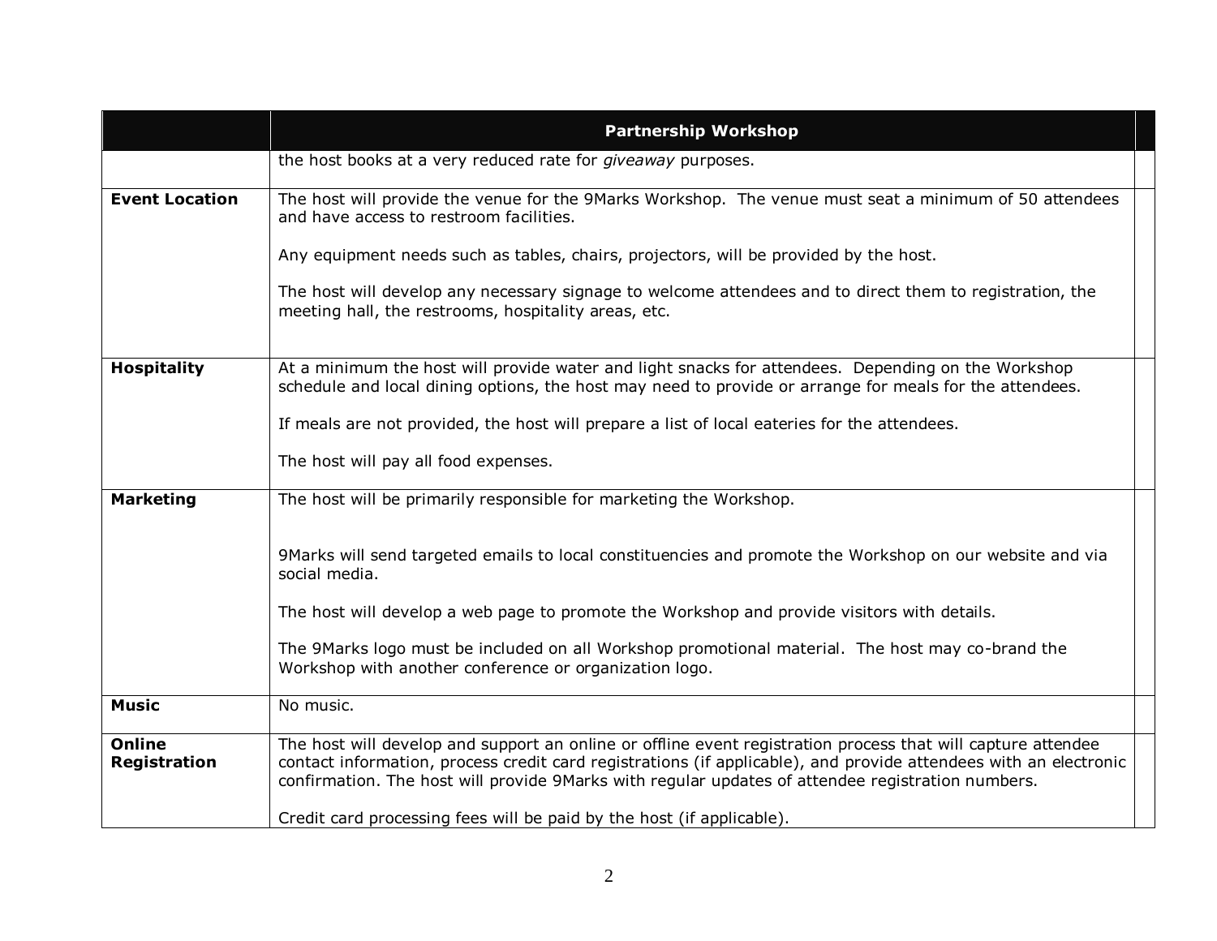| | Partnership Workshop | |
|---|---|---|
| | the host books at a very reduced rate for *giveaway* purposes. | |
| **Event Location** | The host will provide the venue for the 9Marks Workshop. The venue must seat a minimum of 50 attendees and have access to restroom facilities.<br><br>Any equipment needs such as tables, chairs, projectors, will be provided by the host.<br><br>The host will develop any necessary signage to welcome attendees and to direct them to registration, the meeting hall, the restrooms, hospitality areas, etc. | |
| **Hospitality** | At a minimum the host will provide water and light snacks for attendees. Depending on the Workshop schedule and local dining options, the host may need to provide or arrange for meals for the attendees.<br><br>If meals are not provided, the host will prepare a list of local eateries for the attendees.<br><br>The host will pay all food expenses. | |
| **Marketing** | The host will be primarily responsible for marketing the Workshop.<br><br>9Marks will send targeted emails to local constituencies and promote the Workshop on our website and via social media.<br><br>The host will develop a web page to promote the Workshop and provide visitors with details.<br><br>The 9Marks logo must be included on all Workshop promotional material. The host may co-brand the Workshop with another conference or organization logo. | |
| **Music** | No music. | |
| **Online Registration** | The host will develop and support an online or offline event registration process that will capture attendee contact information, process credit card registrations (if applicable), and provide attendees with an electronic confirmation. The host will provide 9Marks with regular updates of attendee registration numbers.<br><br>Credit card processing fees will be paid by the host (if applicable). | |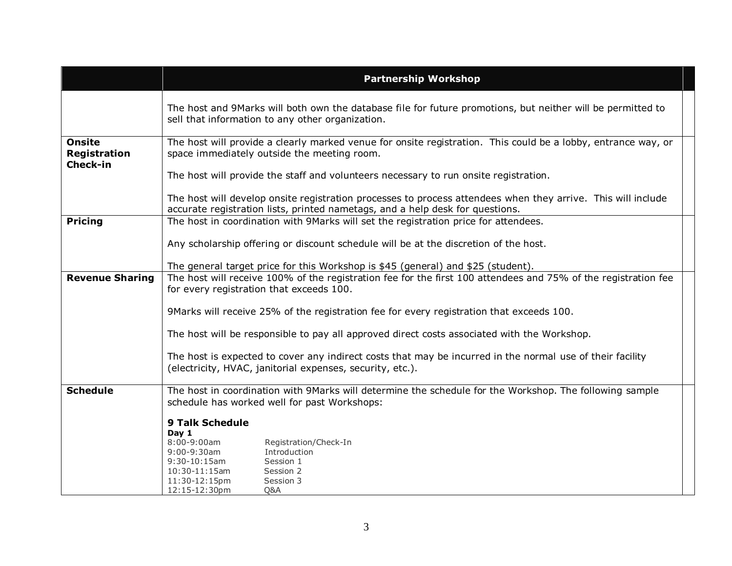|  | Partnership Workshop |
|---|---|
|  | The host and 9Marks will both own the database file for future promotions, but neither will be permitted to sell that information to any other organization. |
| **Onsite Registration Check-in** | The host will provide a clearly marked venue for onsite registration. This could be a lobby, entrance way, or space immediately outside the meeting room.<br><br>The host will provide the staff and volunteers necessary to run onsite registration.<br><br>The host will develop onsite registration processes to process attendees when they arrive. This will include accurate registration lists, printed nametags, and a help desk for questions. |
| **Pricing** | The host in coordination with 9Marks will set the registration price for attendees.<br><br>Any scholarship offering or discount schedule will be at the discretion of the host.<br><br>The general target price for this Workshop is $45 (general) and $25 (student). |
| **Revenue Sharing** | The host will receive 100% of the registration fee for the first 100 attendees and 75% of the registration fee for every registration that exceeds 100.<br><br>9Marks will receive 25% of the registration fee for every registration that exceeds 100.<br><br>The host will be responsible to pay all approved direct costs associated with the Workshop.<br><br>The host is expected to cover any indirect costs that may be incurred in the normal use of their facility (electricity, HVAC, janitorial expenses, security, etc.). |
| **Schedule** | The host in coordination with 9Marks will determine the schedule for the Workshop. The following sample schedule has worked well for past Workshops:<br><br>**9 Talk Schedule**<br>**Day 1**<br>8:00-9:00am Registration/Check-In<br>9:00-9:30am Introduction<br>9:30-10:15am Session 1<br>10:30-11:15am Session 2<br>11:30-12:15pm Session 3<br>12:15-12:30pm Q&A |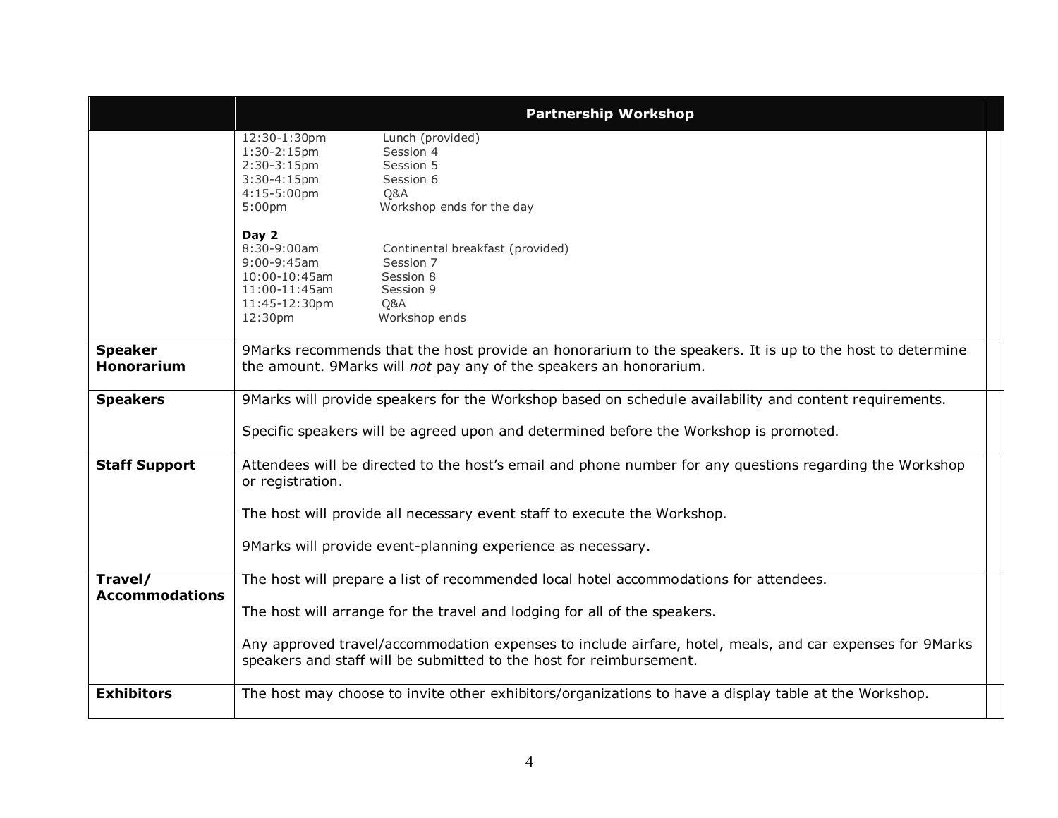| | Partnership Workshop |
|---|---|
| | 12:30-1:30pm Lunch (provided)<br>1:30-2:15pm Session 4<br>2:30-3:15pm Session 5<br>3:30-4:15pm Session 6<br>4:15-5:00pm Q&A<br>5:00pm Workshop ends for the day<br><br>**Day 2**<br>8:30-9:00am Continental breakfast (provided)<br>9:00-9:45am Session 7<br>10:00-10:45am Session 8<br>11:00-11:45am Session 9<br>11:45-12:30pm Q&A<br>12:30pm Workshop ends |
| **Speaker Honorarium** | 9Marks recommends that the host provide an honorarium to the speakers. It is up to the host to determine the amount. 9Marks will *not* pay any of the speakers an honorarium. |
| **Speakers** | 9Marks will provide speakers for the Workshop based on schedule availability and content requirements.<br><br>Specific speakers will be agreed upon and determined before the Workshop is promoted. |
| **Staff Support** | Attendees will be directed to the host's email and phone number for any questions regarding the Workshop or registration.<br><br>The host will provide all necessary event staff to execute the Workshop.<br><br>9Marks will provide event-planning experience as necessary. |
| **Travel/ Accommodations** | The host will prepare a list of recommended local hotel accommodations for attendees.<br><br>The host will arrange for the travel and lodging for all of the speakers.<br><br>Any approved travel/accommodation expenses to include airfare, hotel, meals, and car expenses for 9Marks speakers and staff will be submitted to the host for reimbursement. |
| **Exhibitors** | The host may choose to invite other exhibitors/organizations to have a display table at the Workshop. |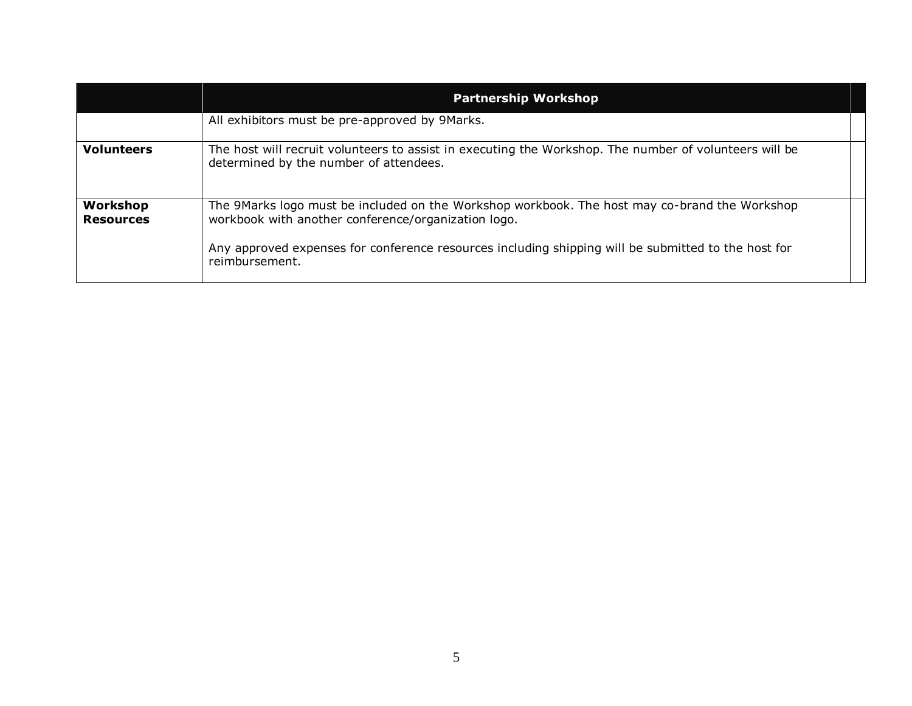| | Partnership Workshop | |
|---|---|---|
| | All exhibitors must be pre-approved by 9Marks. | |
| **Volunteers** | The host will recruit volunteers to assist in executing the Workshop. The number of volunteers will be determined by the number of attendees. | |
| **Workshop Resources** | The 9Marks logo must be included on the Workshop workbook. The host may co-brand the Workshop workbook with another conference/organization logo.<br><br>Any approved expenses for conference resources including shipping will be submitted to the host for reimbursement. | |